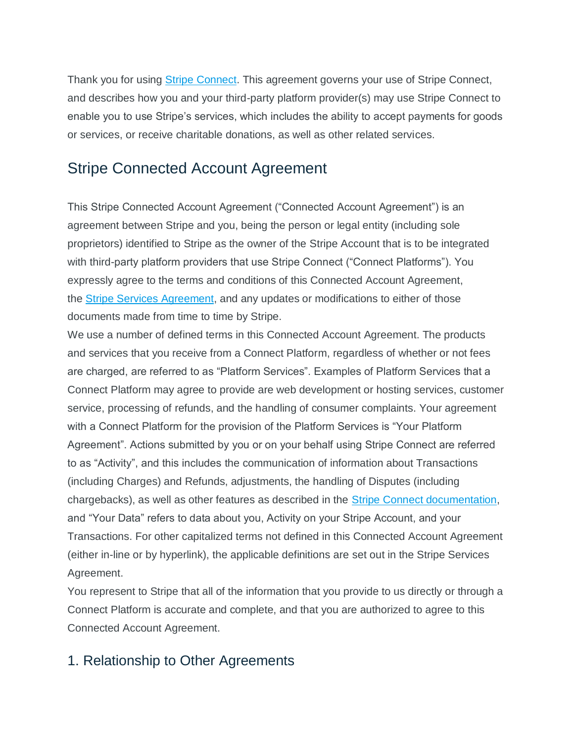Thank you for using [Stripe Connect](). This agreement governs your use of Stripe Connect, and describes how you and your third-party platform provider(s) may use Stripe Connect to enable you to use Stripe's services, which includes the ability to accept payments for goods or services, or receive charitable donations, as well as other related services.

## Stripe Connected Account Agreement

This Stripe Connected Account Agreement ("Connected Account Agreement") is an agreement between Stripe and you, being the person or legal entity (including sole proprietors) identified to Stripe as the owner of the Stripe Account that is to be integrated with third-party platform providers that use Stripe Connect ("Connect Platforms"). You expressly agree to the terms and conditions of this Connected Account Agreement, the [Stripe Services Agreement](), and any updates or modifications to either of those documents made from time to time by Stripe.

We use a number of defined terms in this Connected Account Agreement. The products and services that you receive from a Connect Platform, regardless of whether or not fees are charged, are referred to as "Platform Services". Examples of Platform Services that a Connect Platform may agree to provide are web development or hosting services, customer service, processing of refunds, and the handling of consumer complaints. Your agreement with a Connect Platform for the provision of the Platform Services is "Your Platform Agreement". Actions submitted by you or on your behalf using Stripe Connect are referred to as "Activity", and this includes the communication of information about Transactions (including Charges) and Refunds, adjustments, the handling of Disputes (including chargebacks), as well as other features as described in the [Stripe Connect documentation](), and "Your Data" refers to data about you, Activity on your Stripe Account, and your Transactions. For other capitalized terms not defined in this Connected Account Agreement (either in-line or by hyperlink), the applicable definitions are set out in the Stripe Services Agreement.

You represent to Stripe that all of the information that you provide to us directly or through a Connect Platform is accurate and complete, and that you are authorized to agree to this Connected Account Agreement.

### 1. Relationship to Other Agreements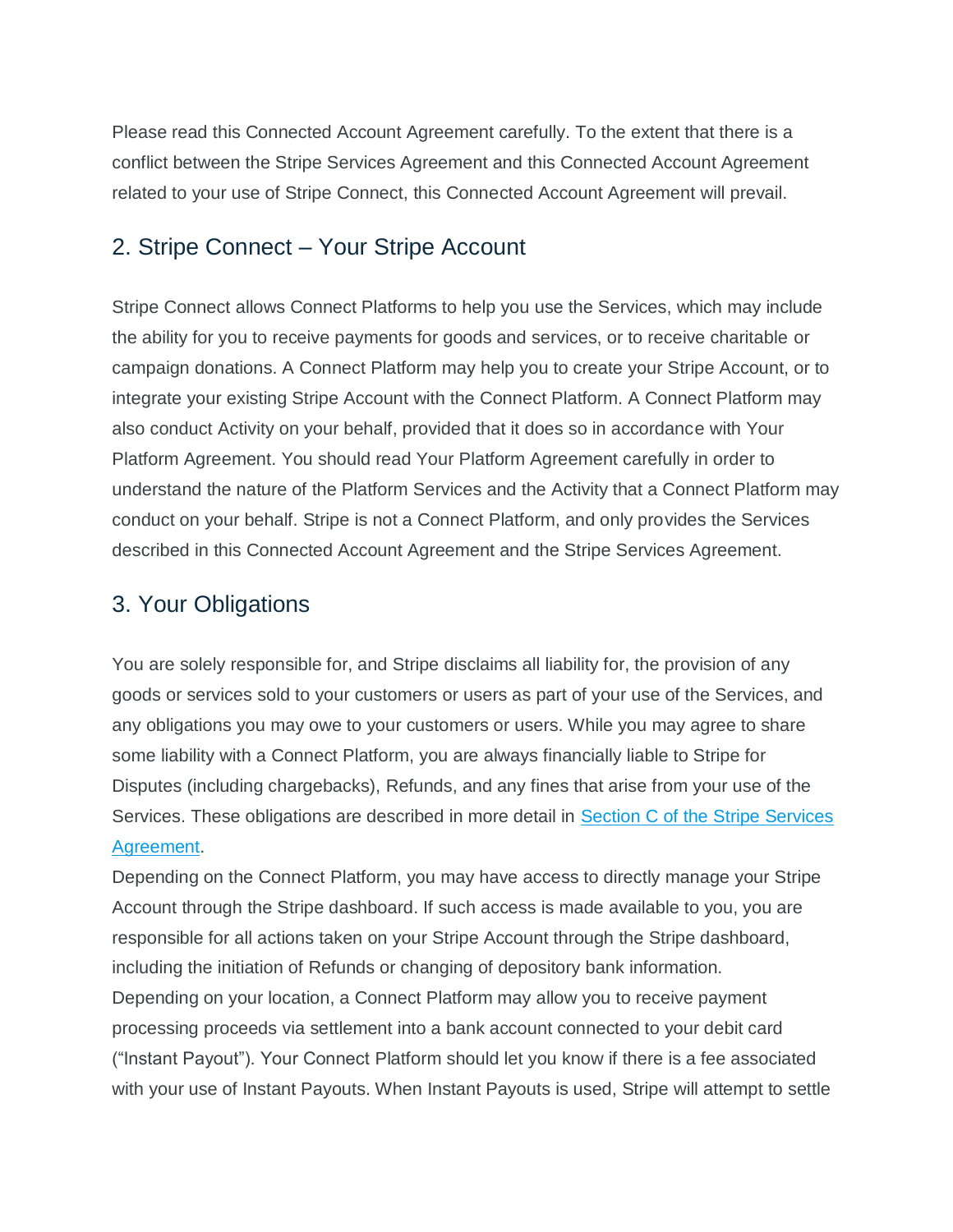Please read this Connected Account Agreement carefully. To the extent that there is a conflict between the Stripe Services Agreement and this Connected Account Agreement related to your use of Stripe Connect, this Connected Account Agreement will prevail.

## 2. Stripe Connect – Your Stripe Account

Stripe Connect allows Connect Platforms to help you use the Services, which may include the ability for you to receive payments for goods and services, or to receive charitable or campaign donations. A Connect Platform may help you to create your Stripe Account, or to integrate your existing Stripe Account with the Connect Platform. A Connect Platform may also conduct Activity on your behalf, provided that it does so in accordance with Your Platform Agreement. You should read Your Platform Agreement carefully in order to understand the nature of the Platform Services and the Activity that a Connect Platform may conduct on your behalf. Stripe is not a Connect Platform, and only provides the Services described in this Connected Account Agreement and the Stripe Services Agreement.

## 3. Your Obligations

You are solely responsible for, and Stripe disclaims all liability for, the provision of any goods or services sold to your customers or users as part of your use of the Services, and any obligations you may owe to your customers or users. While you may agree to share some liability with a Connect Platform, you are always financially liable to Stripe for Disputes (including chargebacks), Refunds, and any fines that arise from your use of the Services. These obligations are described in more detail in [Section C of the Stripe Services Agreement](#).

Depending on the Connect Platform, you may have access to directly manage your Stripe Account through the Stripe dashboard. If such access is made available to you, you are responsible for all actions taken on your Stripe Account through the Stripe dashboard, including the initiation of Refunds or changing of depository bank information.

Depending on your location, a Connect Platform may allow you to receive payment processing proceeds via settlement into a bank account connected to your debit card ("Instant Payout"). Your Connect Platform should let you know if there is a fee associated with your use of Instant Payouts. When Instant Payouts is used, Stripe will attempt to settle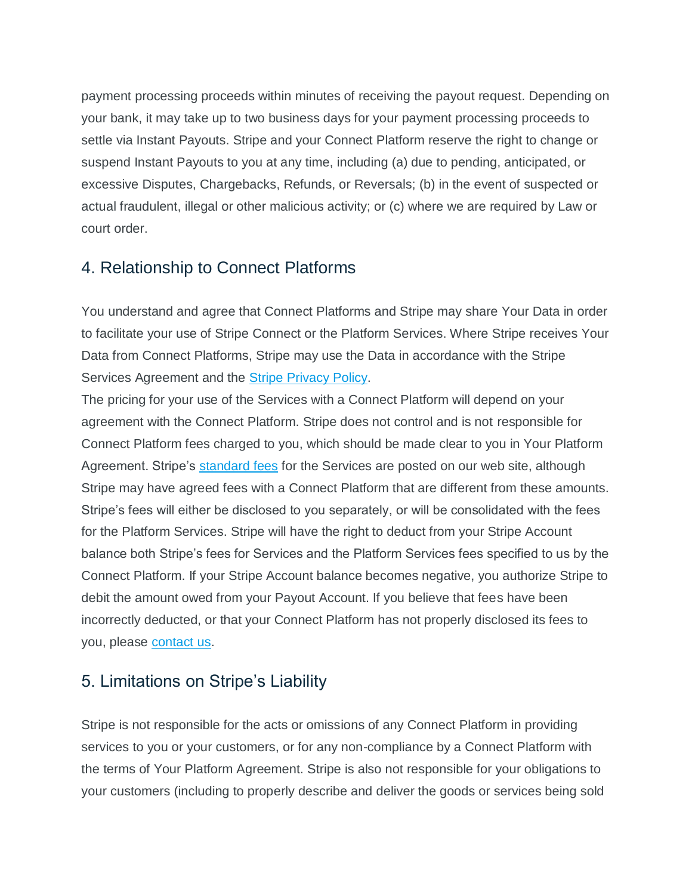payment processing proceeds within minutes of receiving the payout request. Depending on your bank, it may take up to two business days for your payment processing proceeds to settle via Instant Payouts. Stripe and your Connect Platform reserve the right to change or suspend Instant Payouts to you at any time, including (a) due to pending, anticipated, or excessive Disputes, Chargebacks, Refunds, or Reversals; (b) in the event of suspected or actual fraudulent, illegal or other malicious activity; or (c) where we are required by Law or court order.

## 4. Relationship to Connect Platforms

You understand and agree that Connect Platforms and Stripe may share Your Data in order to facilitate your use of Stripe Connect or the Platform Services. Where Stripe receives Your Data from Connect Platforms, Stripe may use the Data in accordance with the Stripe Services Agreement and the Stripe Privacy Policy.

The pricing for your use of the Services with a Connect Platform will depend on your agreement with the Connect Platform. Stripe does not control and is not responsible for Connect Platform fees charged to you, which should be made clear to you in Your Platform Agreement. Stripe's standard fees for the Services are posted on our web site, although Stripe may have agreed fees with a Connect Platform that are different from these amounts. Stripe's fees will either be disclosed to you separately, or will be consolidated with the fees for the Platform Services. Stripe will have the right to deduct from your Stripe Account balance both Stripe's fees for Services and the Platform Services fees specified to us by the Connect Platform. If your Stripe Account balance becomes negative, you authorize Stripe to debit the amount owed from your Payout Account. If you believe that fees have been incorrectly deducted, or that your Connect Platform has not properly disclosed its fees to you, please contact us.

## 5. Limitations on Stripe's Liability

Stripe is not responsible for the acts or omissions of any Connect Platform in providing services to you or your customers, or for any non-compliance by a Connect Platform with the terms of Your Platform Agreement. Stripe is also not responsible for your obligations to your customers (including to properly describe and deliver the goods or services being sold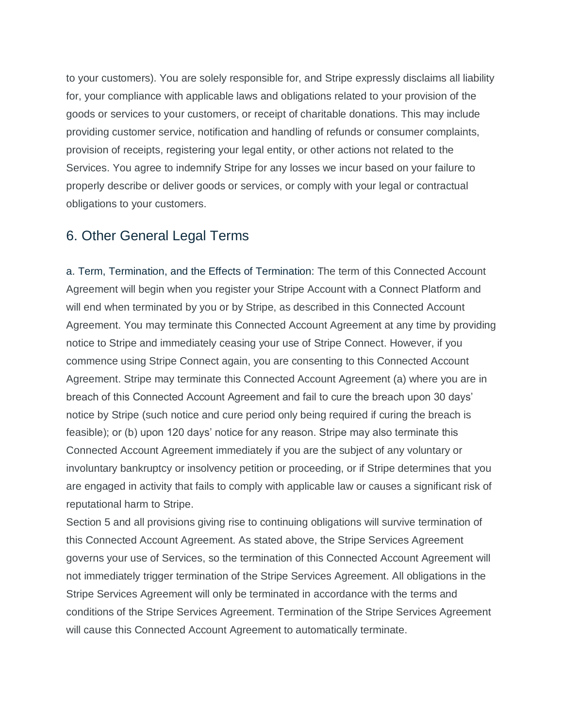to your customers). You are solely responsible for, and Stripe expressly disclaims all liability for, your compliance with applicable laws and obligations related to your provision of the goods or services to your customers, or receipt of charitable donations. This may include providing customer service, notification and handling of refunds or consumer complaints, provision of receipts, registering your legal entity, or other actions not related to the Services. You agree to indemnify Stripe for any losses we incur based on your failure to properly describe or deliver goods or services, or comply with your legal or contractual obligations to your customers.

## 6. Other General Legal Terms

a. Term, Termination, and the Effects of Termination: The term of this Connected Account Agreement will begin when you register your Stripe Account with a Connect Platform and will end when terminated by you or by Stripe, as described in this Connected Account Agreement. You may terminate this Connected Account Agreement at any time by providing notice to Stripe and immediately ceasing your use of Stripe Connect. However, if you commence using Stripe Connect again, you are consenting to this Connected Account Agreement. Stripe may terminate this Connected Account Agreement (a) where you are in breach of this Connected Account Agreement and fail to cure the breach upon 30 days' notice by Stripe (such notice and cure period only being required if curing the breach is feasible); or (b) upon 120 days' notice for any reason. Stripe may also terminate this Connected Account Agreement immediately if you are the subject of any voluntary or involuntary bankruptcy or insolvency petition or proceeding, or if Stripe determines that you are engaged in activity that fails to comply with applicable law or causes a significant risk of reputational harm to Stripe.

Section 5 and all provisions giving rise to continuing obligations will survive termination of this Connected Account Agreement. As stated above, the Stripe Services Agreement governs your use of Services, so the termination of this Connected Account Agreement will not immediately trigger termination of the Stripe Services Agreement. All obligations in the Stripe Services Agreement will only be terminated in accordance with the terms and conditions of the Stripe Services Agreement. Termination of the Stripe Services Agreement will cause this Connected Account Agreement to automatically terminate.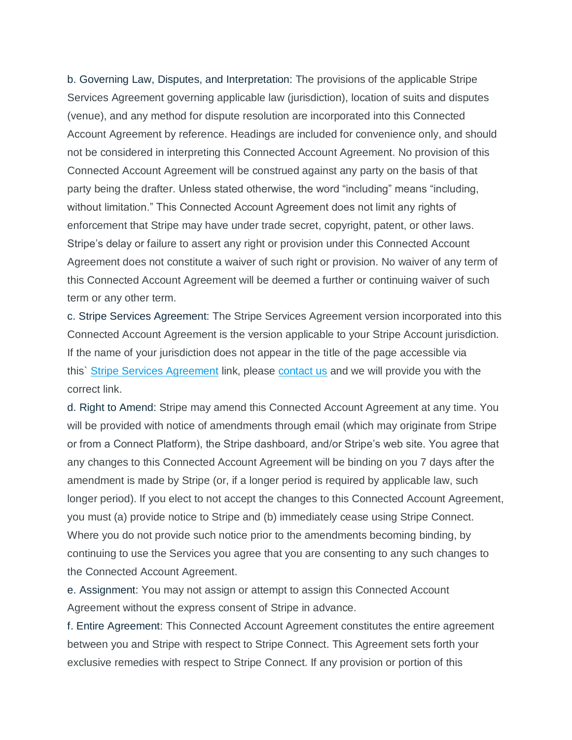b. Governing Law, Disputes, and Interpretation: The provisions of the applicable Stripe Services Agreement governing applicable law (jurisdiction), location of suits and disputes (venue), and any method for dispute resolution are incorporated into this Connected Account Agreement by reference. Headings are included for convenience only, and should not be considered in interpreting this Connected Account Agreement. No provision of this Connected Account Agreement will be construed against any party on the basis of that party being the drafter. Unless stated otherwise, the word “including” means “including, without limitation.” This Connected Account Agreement does not limit any rights of enforcement that Stripe may have under trade secret, copyright, patent, or other laws. Stripe’s delay or failure to assert any right or provision under this Connected Account Agreement does not constitute a waiver of such right or provision. No waiver of any term of this Connected Account Agreement will be deemed a further or continuing waiver of such term or any other term.

c. Stripe Services Agreement: The Stripe Services Agreement version incorporated into this Connected Account Agreement is the version applicable to your Stripe Account jurisdiction. If the name of your jurisdiction does not appear in the title of the page accessible via this` Stripe Services Agreement link, please contact us and we will provide you with the correct link.

d. Right to Amend: Stripe may amend this Connected Account Agreement at any time. You will be provided with notice of amendments through email (which may originate from Stripe or from a Connect Platform), the Stripe dashboard, and/or Stripe’s web site. You agree that any changes to this Connected Account Agreement will be binding on you 7 days after the amendment is made by Stripe (or, if a longer period is required by applicable law, such longer period). If you elect to not accept the changes to this Connected Account Agreement, you must (a) provide notice to Stripe and (b) immediately cease using Stripe Connect. Where you do not provide such notice prior to the amendments becoming binding, by continuing to use the Services you agree that you are consenting to any such changes to the Connected Account Agreement.

e. Assignment: You may not assign or attempt to assign this Connected Account Agreement without the express consent of Stripe in advance.

f. Entire Agreement: This Connected Account Agreement constitutes the entire agreement between you and Stripe with respect to Stripe Connect. This Agreement sets forth your exclusive remedies with respect to Stripe Connect. If any provision or portion of this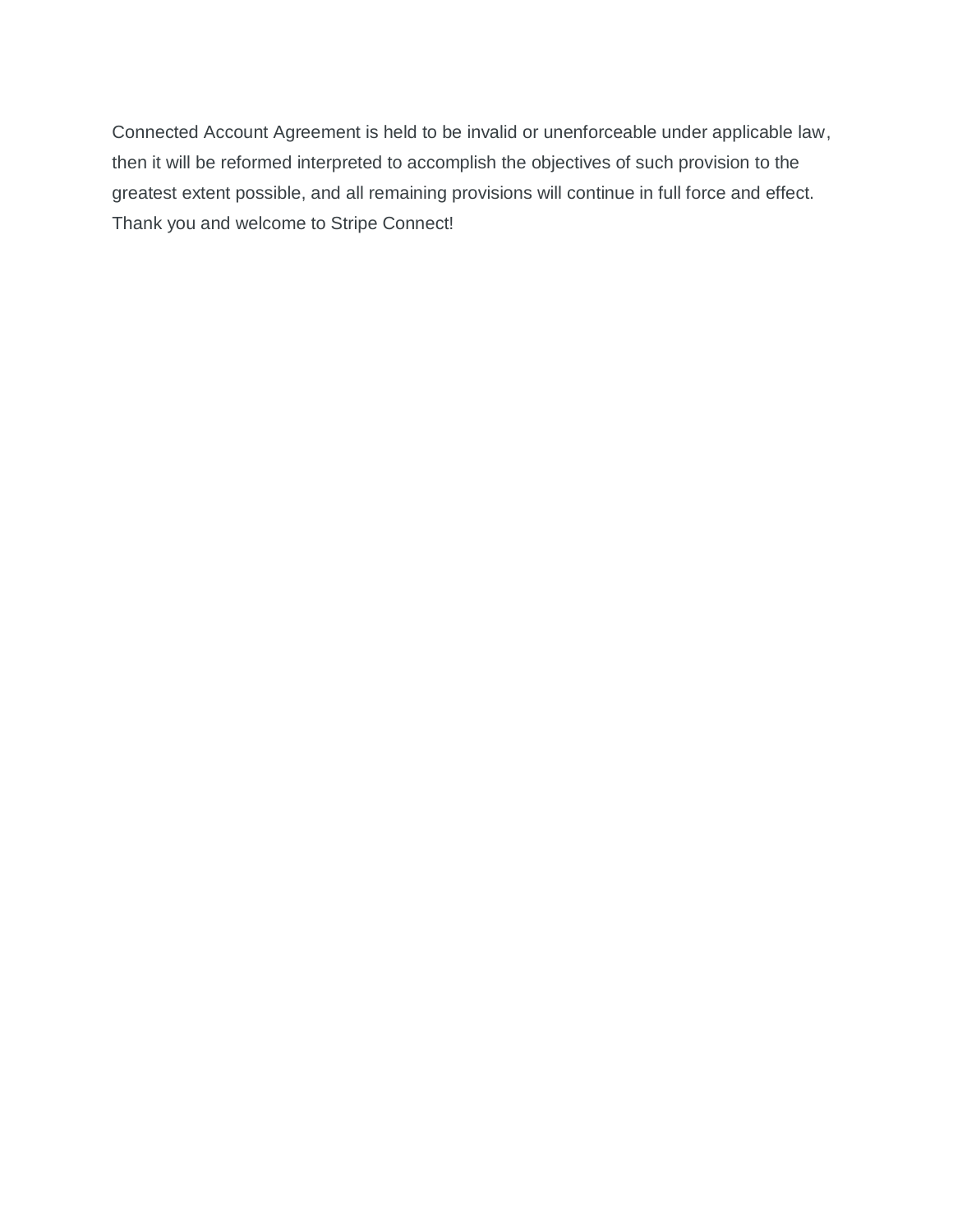Connected Account Agreement is held to be invalid or unenforceable under applicable law, then it will be reformed interpreted to accomplish the objectives of such provision to the greatest extent possible, and all remaining provisions will continue in full force and effect. Thank you and welcome to Stripe Connect!